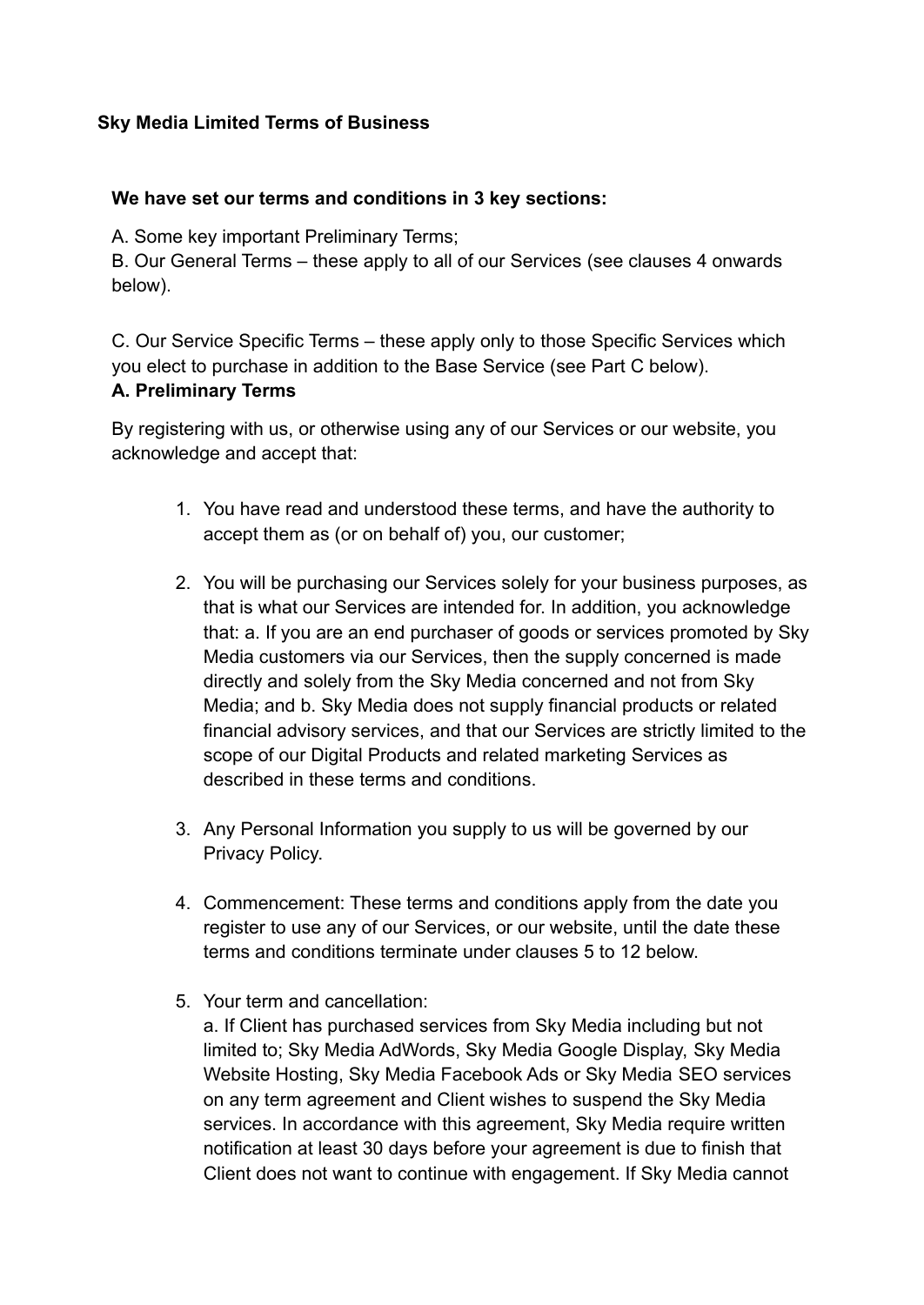**Sky Media Limited Terms of Business**

**We have set our terms and conditions in 3 key sections:**

A. Some key important Preliminary Terms;
B. Our General Terms – these apply to all of our Services (see clauses 4 onwards below).

C. Our Service Specific Terms – these apply only to those Specific Services which you elect to purchase in addition to the Base Service (see Part C below).

**A. Preliminary Terms**

By registering with us, or otherwise using any of our Services or our website, you acknowledge and accept that:

1. You have read and understood these terms, and have the authority to accept them as (or on behalf of) you, our customer;

2. You will be purchasing our Services solely for your business purposes, as that is what our Services are intended for. In addition, you acknowledge that: a. If you are an end purchaser of goods or services promoted by Sky Media customers via our Services, then the supply concerned is made directly and solely from the Sky Media concerned and not from Sky Media; and b. Sky Media does not supply financial products or related financial advisory services, and that our Services are strictly limited to the scope of our Digital Products and related marketing Services as described in these terms and conditions.

3. Any Personal Information you supply to us will be governed by our Privacy Policy.

4. Commencement: These terms and conditions apply from the date you register to use any of our Services, or our website, until the date these terms and conditions terminate under clauses 5 to 12 below.

5. Your term and cancellation:
a. If Client has purchased services from Sky Media including but not limited to; Sky Media AdWords, Sky Media Google Display, Sky Media Website Hosting, Sky Media Facebook Ads or Sky Media SEO services on any term agreement and Client wishes to suspend the Sky Media services. In accordance with this agreement, Sky Media require written notification at least 30 days before your agreement is due to finish that Client does not want to continue with engagement. If Sky Media cannot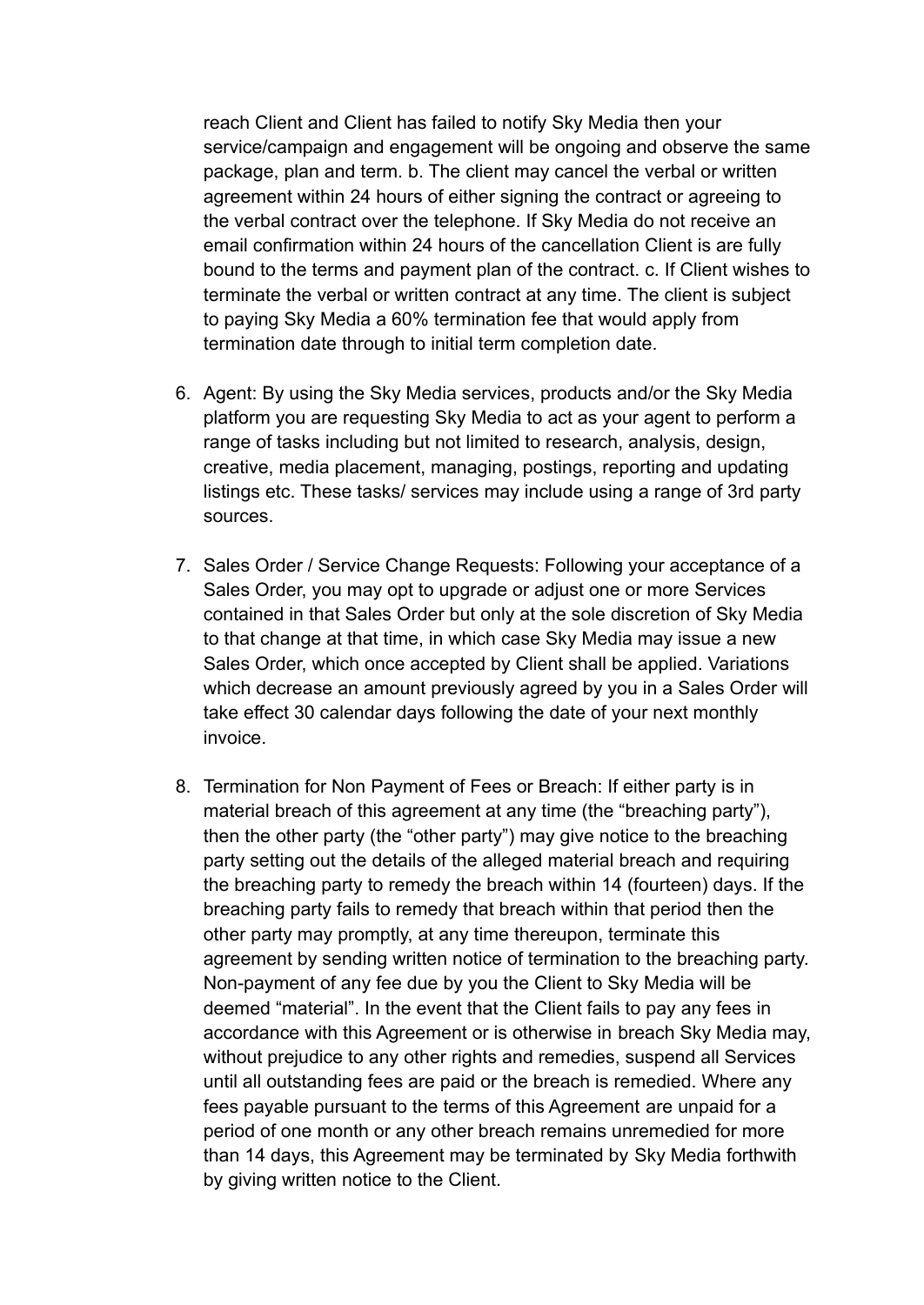reach Client and Client has failed to notify Sky Media then your service/campaign and engagement will be ongoing and observe the same package, plan and term. b. The client may cancel the verbal or written agreement within 24 hours of either signing the contract or agreeing to the verbal contract over the telephone. If Sky Media do not receive an email confirmation within 24 hours of the cancellation Client is are fully bound to the terms and payment plan of the contract. c. If Client wishes to terminate the verbal or written contract at any time. The client is subject to paying Sky Media a 60% termination fee that would apply from termination date through to initial term completion date.

6. Agent: By using the Sky Media services, products and/or the Sky Media platform you are requesting Sky Media to act as your agent to perform a range of tasks including but not limited to research, analysis, design, creative, media placement, managing, postings, reporting and updating listings etc. These tasks/ services may include using a range of 3rd party sources.

7. Sales Order / Service Change Requests: Following your acceptance of a Sales Order, you may opt to upgrade or adjust one or more Services contained in that Sales Order but only at the sole discretion of Sky Media to that change at that time, in which case Sky Media may issue a new Sales Order, which once accepted by Client shall be applied. Variations which decrease an amount previously agreed by you in a Sales Order will take effect 30 calendar days following the date of your next monthly invoice.

8. Termination for Non Payment of Fees or Breach: If either party is in material breach of this agreement at any time (the "breaching party"), then the other party (the "other party") may give notice to the breaching party setting out the details of the alleged material breach and requiring the breaching party to remedy the breach within 14 (fourteen) days. If the breaching party fails to remedy that breach within that period then the other party may promptly, at any time thereupon, terminate this agreement by sending written notice of termination to the breaching party. Non-payment of any fee due by you the Client to Sky Media will be deemed "material". In the event that the Client fails to pay any fees in accordance with this Agreement or is otherwise in breach Sky Media may, without prejudice to any other rights and remedies, suspend all Services until all outstanding fees are paid or the breach is remedied. Where any fees payable pursuant to the terms of this Agreement are unpaid for a period of one month or any other breach remains unremedied for more than 14 days, this Agreement may be terminated by Sky Media forthwith by giving written notice to the Client.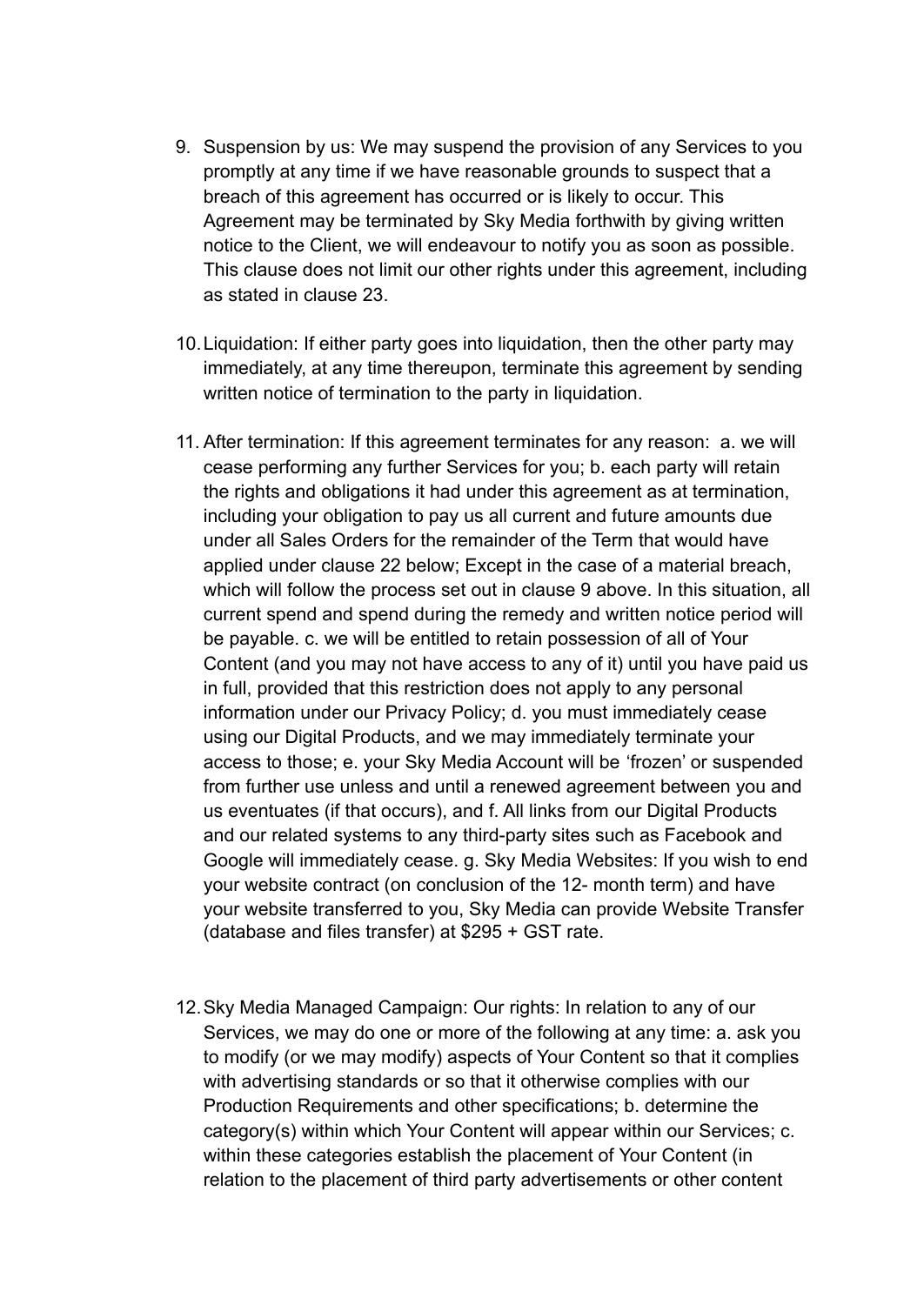9. Suspension by us: We may suspend the provision of any Services to you promptly at any time if we have reasonable grounds to suspect that a breach of this agreement has occurred or is likely to occur. This Agreement may be terminated by Sky Media forthwith by giving written notice to the Client, we will endeavour to notify you as soon as possible. This clause does not limit our other rights under this agreement, including as stated in clause 23.

10. Liquidation: If either party goes into liquidation, then the other party may immediately, at any time thereupon, terminate this agreement by sending written notice of termination to the party in liquidation.

11. After termination: If this agreement terminates for any reason: a. we will cease performing any further Services for you; b. each party will retain the rights and obligations it had under this agreement as at termination, including your obligation to pay us all current and future amounts due under all Sales Orders for the remainder of the Term that would have applied under clause 22 below; Except in the case of a material breach, which will follow the process set out in clause 9 above. In this situation, all current spend and spend during the remedy and written notice period will be payable. c. we will be entitled to retain possession of all of Your Content (and you may not have access to any of it) until you have paid us in full, provided that this restriction does not apply to any personal information under our Privacy Policy; d. you must immediately cease using our Digital Products, and we may immediately terminate your access to those; e. your Sky Media Account will be 'frozen' or suspended from further use unless and until a renewed agreement between you and us eventuates (if that occurs), and f. All links from our Digital Products and our related systems to any third-party sites such as Facebook and Google will immediately cease. g. Sky Media Websites: If you wish to end your website contract (on conclusion of the 12- month term) and have your website transferred to you, Sky Media can provide Website Transfer (database and files transfer) at $295 + GST rate.

12. Sky Media Managed Campaign: Our rights: In relation to any of our Services, we may do one or more of the following at any time: a. ask you to modify (or we may modify) aspects of Your Content so that it complies with advertising standards or so that it otherwise complies with our Production Requirements and other specifications; b. determine the category(s) within which Your Content will appear within our Services; c. within these categories establish the placement of Your Content (in relation to the placement of third party advertisements or other content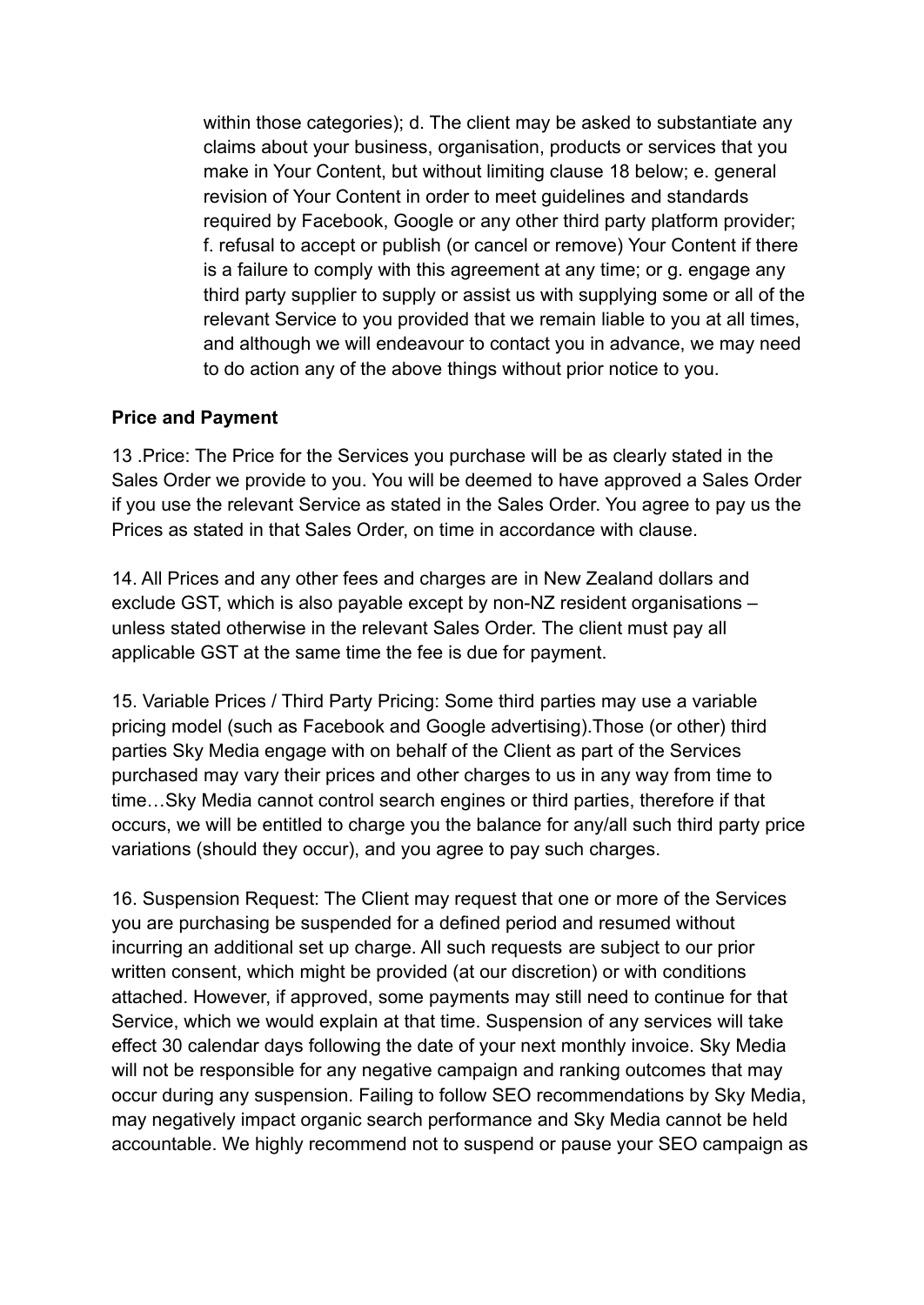within those categories); d. The client may be asked to substantiate any claims about your business, organisation, products or services that you make in Your Content, but without limiting clause 18 below; e. general revision of Your Content in order to meet guidelines and standards required by Facebook, Google or any other third party platform provider; f. refusal to accept or publish (or cancel or remove) Your Content if there is a failure to comply with this agreement at any time; or g. engage any third party supplier to supply or assist us with supplying some or all of the relevant Service to you provided that we remain liable to you at all times, and although we will endeavour to contact you in advance, we may need to do action any of the above things without prior notice to you.

**Price and Payment**

13 .Price: The Price for the Services you purchase will be as clearly stated in the Sales Order we provide to you. You will be deemed to have approved a Sales Order if you use the relevant Service as stated in the Sales Order. You agree to pay us the Prices as stated in that Sales Order, on time in accordance with clause.

14. All Prices and any other fees and charges are in New Zealand dollars and exclude GST, which is also payable except by non-NZ resident organisations – unless stated otherwise in the relevant Sales Order. The client must pay all applicable GST at the same time the fee is due for payment.

15. Variable Prices / Third Party Pricing: Some third parties may use a variable pricing model (such as Facebook and Google advertising).Those (or other) third parties Sky Media engage with on behalf of the Client as part of the Services purchased may vary their prices and other charges to us in any way from time to time…Sky Media cannot control search engines or third parties, therefore if that occurs, we will be entitled to charge you the balance for any/all such third party price variations (should they occur), and you agree to pay such charges.

16. Suspension Request: The Client may request that one or more of the Services you are purchasing be suspended for a defined period and resumed without incurring an additional set up charge. All such requests are subject to our prior written consent, which might be provided (at our discretion) or with conditions attached. However, if approved, some payments may still need to continue for that Service, which we would explain at that time. Suspension of any services will take effect 30 calendar days following the date of your next monthly invoice. Sky Media will not be responsible for any negative campaign and ranking outcomes that may occur during any suspension. Failing to follow SEO recommendations by Sky Media, may negatively impact organic search performance and Sky Media cannot be held accountable. We highly recommend not to suspend or pause your SEO campaign as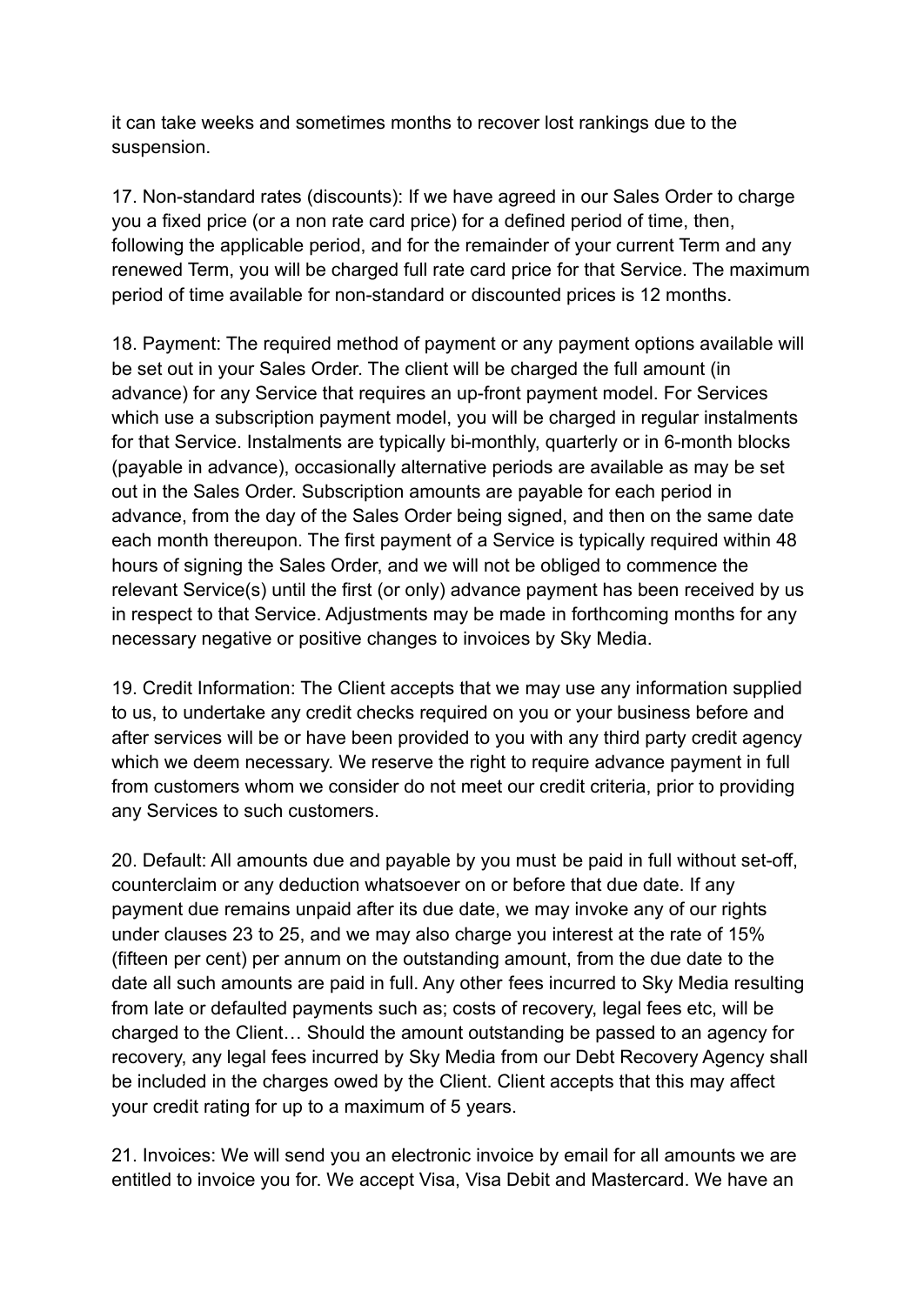it can take weeks and sometimes months to recover lost rankings due to the suspension.

17. Non-standard rates (discounts): If we have agreed in our Sales Order to charge you a fixed price (or a non rate card price) for a defined period of time, then, following the applicable period, and for the remainder of your current Term and any renewed Term, you will be charged full rate card price for that Service. The maximum period of time available for non-standard or discounted prices is 12 months.

18. Payment: The required method of payment or any payment options available will be set out in your Sales Order. The client will be charged the full amount (in advance) for any Service that requires an up-front payment model. For Services which use a subscription payment model, you will be charged in regular instalments for that Service. Instalments are typically bi-monthly, quarterly or in 6-month blocks (payable in advance), occasionally alternative periods are available as may be set out in the Sales Order. Subscription amounts are payable for each period in advance, from the day of the Sales Order being signed, and then on the same date each month thereupon. The first payment of a Service is typically required within 48 hours of signing the Sales Order, and we will not be obliged to commence the relevant Service(s) until the first (or only) advance payment has been received by us in respect to that Service. Adjustments may be made in forthcoming months for any necessary negative or positive changes to invoices by Sky Media.

19. Credit Information: The Client accepts that we may use any information supplied to us, to undertake any credit checks required on you or your business before and after services will be or have been provided to you with any third party credit agency which we deem necessary. We reserve the right to require advance payment in full from customers whom we consider do not meet our credit criteria, prior to providing any Services to such customers.

20. Default: All amounts due and payable by you must be paid in full without set-off, counterclaim or any deduction whatsoever on or before that due date. If any payment due remains unpaid after its due date, we may invoke any of our rights under clauses 23 to 25, and we may also charge you interest at the rate of 15% (fifteen per cent) per annum on the outstanding amount, from the due date to the date all such amounts are paid in full. Any other fees incurred to Sky Media resulting from late or defaulted payments such as; costs of recovery, legal fees etc, will be charged to the Client… Should the amount outstanding be passed to an agency for recovery, any legal fees incurred by Sky Media from our Debt Recovery Agency shall be included in the charges owed by the Client. Client accepts that this may affect your credit rating for up to a maximum of 5 years.

21. Invoices: We will send you an electronic invoice by email for all amounts we are entitled to invoice you for. We accept Visa, Visa Debit and Mastercard. We have an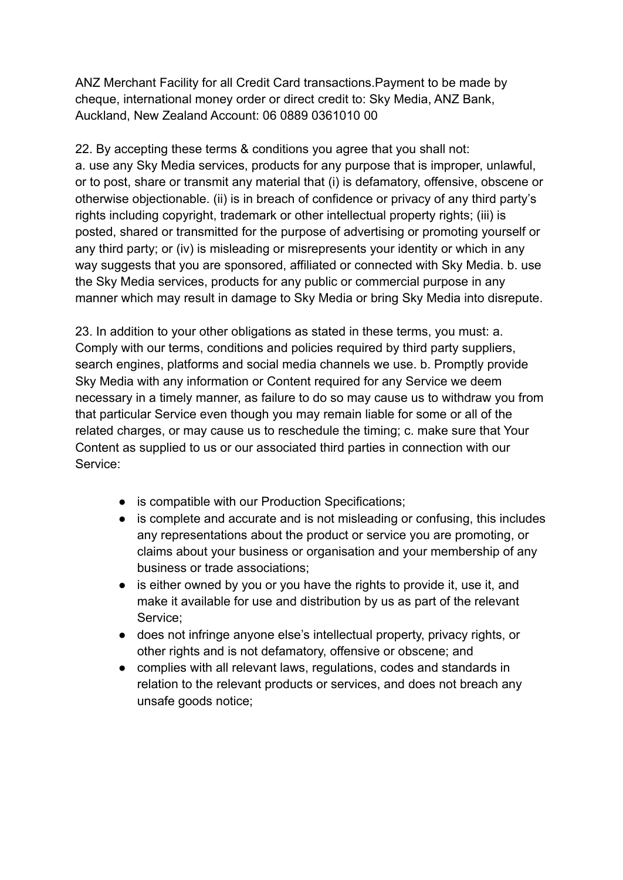ANZ Merchant Facility for all Credit Card transactions.Payment to be made by cheque, international money order or direct credit to: Sky Media, ANZ Bank, Auckland, New Zealand Account: 06 0889 0361010 00

22. By accepting these terms & conditions you agree that you shall not:
a. use any Sky Media services, products for any purpose that is improper, unlawful, or to post, share or transmit any material that (i) is defamatory, offensive, obscene or otherwise objectionable. (ii) is in breach of confidence or privacy of any third party's rights including copyright, trademark or other intellectual property rights; (iii) is posted, shared or transmitted for the purpose of advertising or promoting yourself or any third party; or (iv) is misleading or misrepresents your identity or which in any way suggests that you are sponsored, affiliated or connected with Sky Media. b. use the Sky Media services, products for any public or commercial purpose in any manner which may result in damage to Sky Media or bring Sky Media into disrepute.

23. In addition to your other obligations as stated in these terms, you must: a. Comply with our terms, conditions and policies required by third party suppliers, search engines, platforms and social media channels we use. b. Promptly provide Sky Media with any information or Content required for any Service we deem necessary in a timely manner, as failure to do so may cause us to withdraw you from that particular Service even though you may remain liable for some or all of the related charges, or may cause us to reschedule the timing; c. make sure that Your Content as supplied to us or our associated third parties in connection with our Service:

- is compatible with our Production Specifications;
- is complete and accurate and is not misleading or confusing, this includes any representations about the product or service you are promoting, or claims about your business or organisation and your membership of any business or trade associations;
- is either owned by you or you have the rights to provide it, use it, and make it available for use and distribution by us as part of the relevant Service;
- does not infringe anyone else's intellectual property, privacy rights, or other rights and is not defamatory, offensive or obscene; and
- complies with all relevant laws, regulations, codes and standards in relation to the relevant products or services, and does not breach any unsafe goods notice;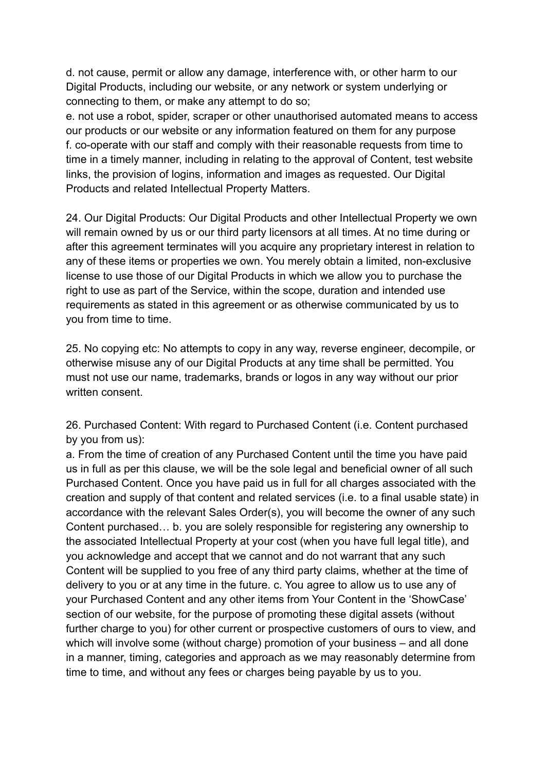d. not cause, permit or allow any damage, interference with, or other harm to our Digital Products, including our website, or any network or system underlying or connecting to them, or make any attempt to do so;
e. not use a robot, spider, scraper or other unauthorised automated means to access our products or our website or any information featured on them for any purpose
f. co-operate with our staff and comply with their reasonable requests from time to time in a timely manner, including in relating to the approval of Content, test website links, the provision of logins, information and images as requested. Our Digital Products and related Intellectual Property Matters.

24. Our Digital Products: Our Digital Products and other Intellectual Property we own will remain owned by us or our third party licensors at all times. At no time during or after this agreement terminates will you acquire any proprietary interest in relation to any of these items or properties we own. You merely obtain a limited, non-exclusive license to use those of our Digital Products in which we allow you to purchase the right to use as part of the Service, within the scope, duration and intended use requirements as stated in this agreement or as otherwise communicated by us to you from time to time.

25. No copying etc: No attempts to copy in any way, reverse engineer, decompile, or otherwise misuse any of our Digital Products at any time shall be permitted. You must not use our name, trademarks, brands or logos in any way without our prior written consent.

26. Purchased Content: With regard to Purchased Content (i.e. Content purchased by you from us):
a. From the time of creation of any Purchased Content until the time you have paid us in full as per this clause, we will be the sole legal and beneficial owner of all such Purchased Content. Once you have paid us in full for all charges associated with the creation and supply of that content and related services (i.e. to a final usable state) in accordance with the relevant Sales Order(s), you will become the owner of any such Content purchased… b. you are solely responsible for registering any ownership to the associated Intellectual Property at your cost (when you have full legal title), and you acknowledge and accept that we cannot and do not warrant that any such Content will be supplied to you free of any third party claims, whether at the time of delivery to you or at any time in the future. c. You agree to allow us to use any of your Purchased Content and any other items from Your Content in the 'ShowCase' section of our website, for the purpose of promoting these digital assets (without further charge to you) for other current or prospective customers of ours to view, and which will involve some (without charge) promotion of your business – and all done in a manner, timing, categories and approach as we may reasonably determine from time to time, and without any fees or charges being payable by us to you.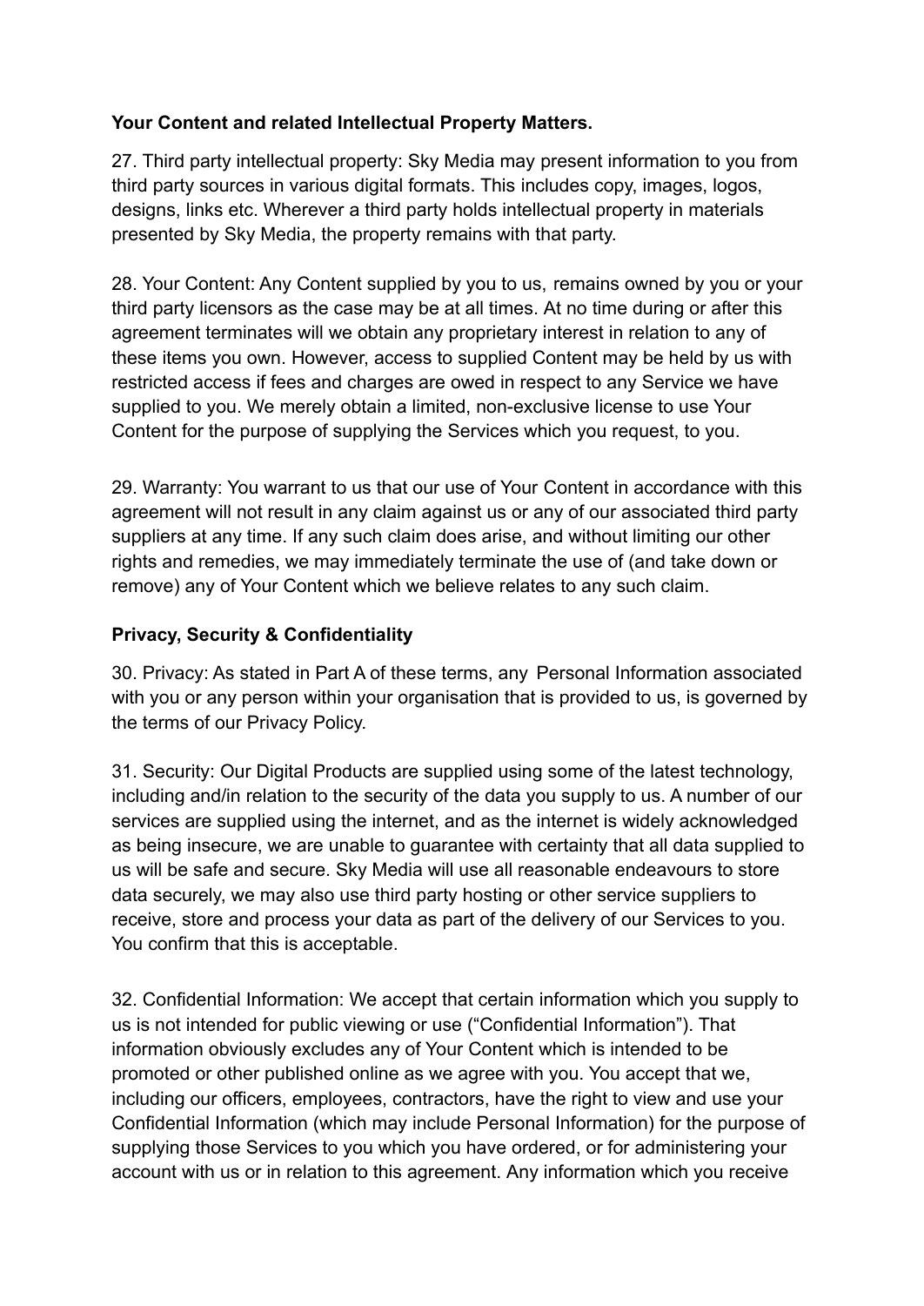**Your Content and related Intellectual Property Matters.**

27. Third party intellectual property: Sky Media may present information to you from third party sources in various digital formats. This includes copy, images, logos, designs, links etc. Wherever a third party holds intellectual property in materials presented by Sky Media, the property remains with that party.

28. Your Content: Any Content supplied by you to us, remains owned by you or your third party licensors as the case may be at all times. At no time during or after this agreement terminates will we obtain any proprietary interest in relation to any of these items you own. However, access to supplied Content may be held by us with restricted access if fees and charges are owed in respect to any Service we have supplied to you. We merely obtain a limited, non-exclusive license to use Your Content for the purpose of supplying the Services which you request, to you.

29. Warranty: You warrant to us that our use of Your Content in accordance with this agreement will not result in any claim against us or any of our associated third party suppliers at any time. If any such claim does arise, and without limiting our other rights and remedies, we may immediately terminate the use of (and take down or remove) any of Your Content which we believe relates to any such claim.

**Privacy, Security & Confidentiality**

30. Privacy: As stated in Part A of these terms, any Personal Information associated with you or any person within your organisation that is provided to us, is governed by the terms of our Privacy Policy.

31. Security: Our Digital Products are supplied using some of the latest technology, including and/in relation to the security of the data you supply to us. A number of our services are supplied using the internet, and as the internet is widely acknowledged as being insecure, we are unable to guarantee with certainty that all data supplied to us will be safe and secure. Sky Media will use all reasonable endeavours to store data securely, we may also use third party hosting or other service suppliers to receive, store and process your data as part of the delivery of our Services to you. You confirm that this is acceptable.

32. Confidential Information: We accept that certain information which you supply to us is not intended for public viewing or use ("Confidential Information"). That information obviously excludes any of Your Content which is intended to be promoted or other published online as we agree with you. You accept that we, including our officers, employees, contractors, have the right to view and use your Confidential Information (which may include Personal Information) for the purpose of supplying those Services to you which you have ordered, or for administering your account with us or in relation to this agreement. Any information which you receive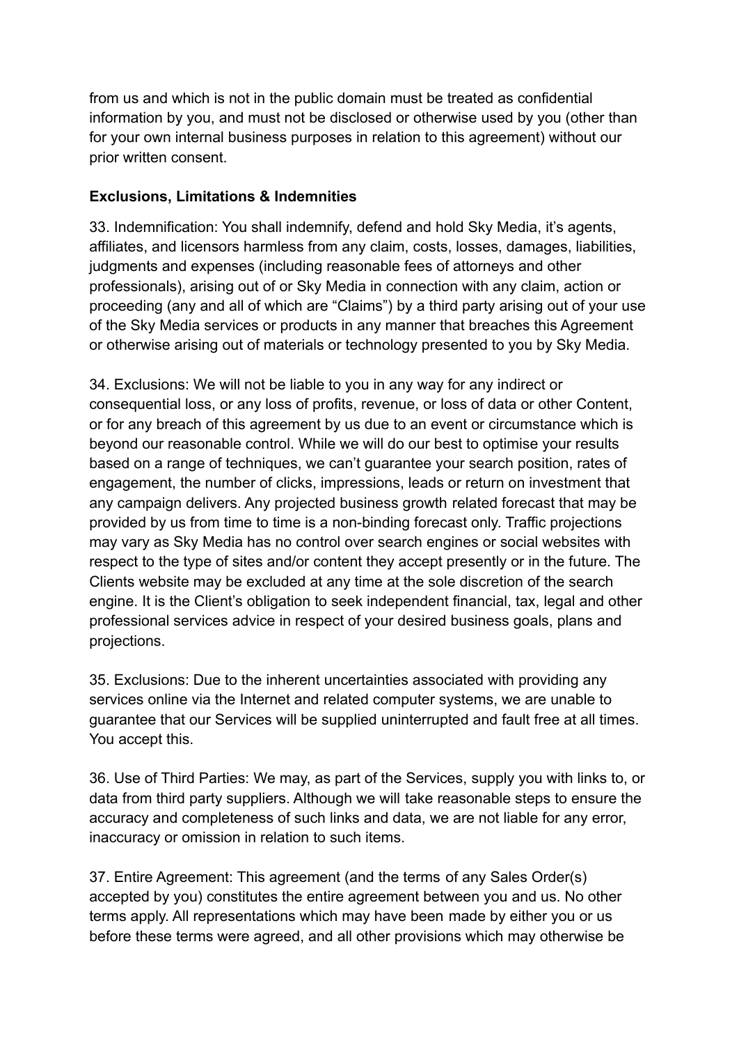from us and which is not in the public domain must be treated as confidential information by you, and must not be disclosed or otherwise used by you (other than for your own internal business purposes in relation to this agreement) without our prior written consent.

**Exclusions, Limitations & Indemnities**

33. Indemnification: You shall indemnify, defend and hold Sky Media, it's agents, affiliates, and licensors harmless from any claim, costs, losses, damages, liabilities, judgments and expenses (including reasonable fees of attorneys and other professionals), arising out of or Sky Media in connection with any claim, action or proceeding (any and all of which are "Claims") by a third party arising out of your use of the Sky Media services or products in any manner that breaches this Agreement or otherwise arising out of materials or technology presented to you by Sky Media.

34. Exclusions: We will not be liable to you in any way for any indirect or consequential loss, or any loss of profits, revenue, or loss of data or other Content, or for any breach of this agreement by us due to an event or circumstance which is beyond our reasonable control. While we will do our best to optimise your results based on a range of techniques, we can't guarantee your search position, rates of engagement, the number of clicks, impressions, leads or return on investment that any campaign delivers. Any projected business growth related forecast that may be provided by us from time to time is a non-binding forecast only. Traffic projections may vary as Sky Media has no control over search engines or social websites with respect to the type of sites and/or content they accept presently or in the future. The Clients website may be excluded at any time at the sole discretion of the search engine. It is the Client's obligation to seek independent financial, tax, legal and other professional services advice in respect of your desired business goals, plans and projections.

35. Exclusions: Due to the inherent uncertainties associated with providing any services online via the Internet and related computer systems, we are unable to guarantee that our Services will be supplied uninterrupted and fault free at all times. You accept this.

36. Use of Third Parties: We may, as part of the Services, supply you with links to, or data from third party suppliers. Although we will take reasonable steps to ensure the accuracy and completeness of such links and data, we are not liable for any error, inaccuracy or omission in relation to such items.

37. Entire Agreement: This agreement (and the terms of any Sales Order(s) accepted by you) constitutes the entire agreement between you and us. No other terms apply. All representations which may have been made by either you or us before these terms were agreed, and all other provisions which may otherwise be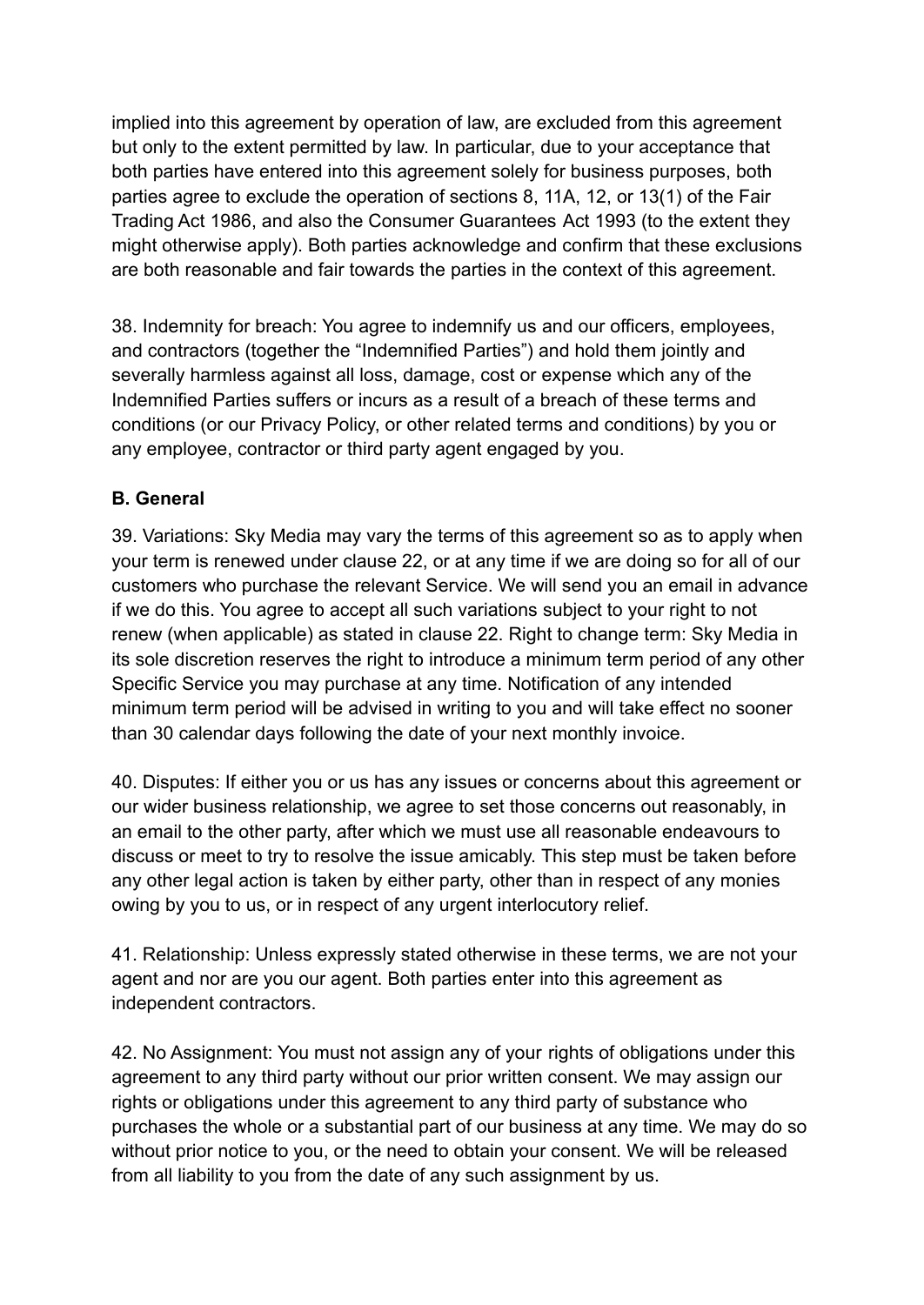implied into this agreement by operation of law, are excluded from this agreement but only to the extent permitted by law. In particular, due to your acceptance that both parties have entered into this agreement solely for business purposes, both parties agree to exclude the operation of sections 8, 11A, 12, or 13(1) of the Fair Trading Act 1986, and also the Consumer Guarantees Act 1993 (to the extent they might otherwise apply). Both parties acknowledge and confirm that these exclusions are both reasonable and fair towards the parties in the context of this agreement.

38. Indemnity for breach: You agree to indemnify us and our officers, employees, and contractors (together the "Indemnified Parties") and hold them jointly and severally harmless against all loss, damage, cost or expense which any of the Indemnified Parties suffers or incurs as a result of a breach of these terms and conditions (or our Privacy Policy, or other related terms and conditions) by you or any employee, contractor or third party agent engaged by you.

**B. General**

39. Variations: Sky Media may vary the terms of this agreement so as to apply when your term is renewed under clause 22, or at any time if we are doing so for all of our customers who purchase the relevant Service. We will send you an email in advance if we do this. You agree to accept all such variations subject to your right to not renew (when applicable) as stated in clause 22. Right to change term: Sky Media in its sole discretion reserves the right to introduce a minimum term period of any other Specific Service you may purchase at any time. Notification of any intended minimum term period will be advised in writing to you and will take effect no sooner than 30 calendar days following the date of your next monthly invoice.

40. Disputes: If either you or us has any issues or concerns about this agreement or our wider business relationship, we agree to set those concerns out reasonably, in an email to the other party, after which we must use all reasonable endeavours to discuss or meet to try to resolve the issue amicably. This step must be taken before any other legal action is taken by either party, other than in respect of any monies owing by you to us, or in respect of any urgent interlocutory relief.

41. Relationship: Unless expressly stated otherwise in these terms, we are not your agent and nor are you our agent. Both parties enter into this agreement as independent contractors.

42. No Assignment: You must not assign any of your rights of obligations under this agreement to any third party without our prior written consent. We may assign our rights or obligations under this agreement to any third party of substance who purchases the whole or a substantial part of our business at any time. We may do so without prior notice to you, or the need to obtain your consent. We will be released from all liability to you from the date of any such assignment by us.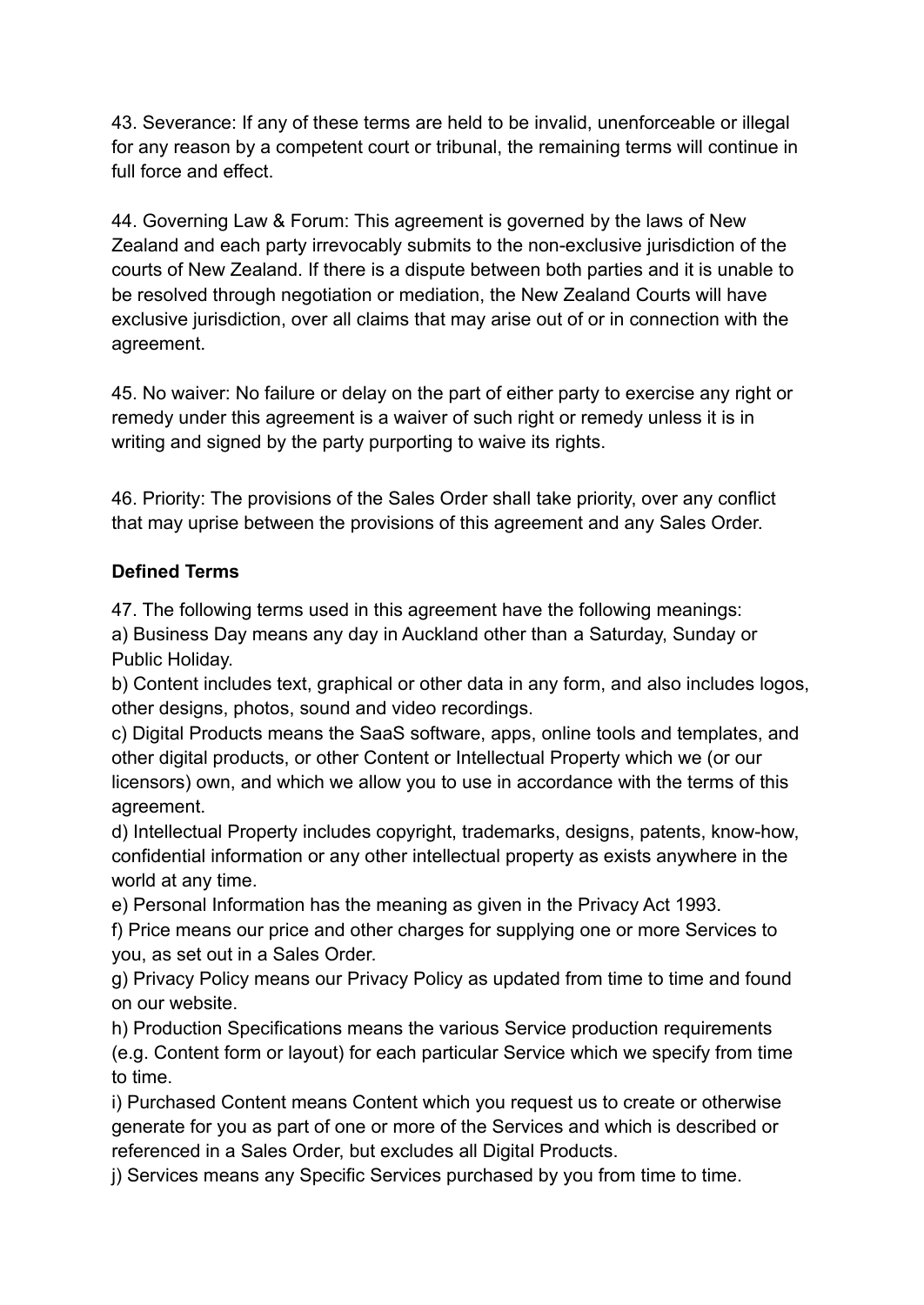43. Severance: If any of these terms are held to be invalid, unenforceable or illegal for any reason by a competent court or tribunal, the remaining terms will continue in full force and effect.

44. Governing Law & Forum: This agreement is governed by the laws of New Zealand and each party irrevocably submits to the non-exclusive jurisdiction of the courts of New Zealand. If there is a dispute between both parties and it is unable to be resolved through negotiation or mediation, the New Zealand Courts will have exclusive jurisdiction, over all claims that may arise out of or in connection with the agreement.

45. No waiver: No failure or delay on the part of either party to exercise any right or remedy under this agreement is a waiver of such right or remedy unless it is in writing and signed by the party purporting to waive its rights.

46. Priority: The provisions of the Sales Order shall take priority, over any conflict that may uprise between the provisions of this agreement and any Sales Order.

**Defined Terms**

47. The following terms used in this agreement have the following meanings:
a) Business Day means any day in Auckland other than a Saturday, Sunday or Public Holiday.
b) Content includes text, graphical or other data in any form, and also includes logos, other designs, photos, sound and video recordings.
c) Digital Products means the SaaS software, apps, online tools and templates, and other digital products, or other Content or Intellectual Property which we (or our licensors) own, and which we allow you to use in accordance with the terms of this agreement.
d) Intellectual Property includes copyright, trademarks, designs, patents, know-how, confidential information or any other intellectual property as exists anywhere in the world at any time.
e) Personal Information has the meaning as given in the Privacy Act 1993.
f) Price means our price and other charges for supplying one or more Services to you, as set out in a Sales Order.
g) Privacy Policy means our Privacy Policy as updated from time to time and found on our website.
h) Production Specifications means the various Service production requirements (e.g. Content form or layout) for each particular Service which we specify from time to time.
i) Purchased Content means Content which you request us to create or otherwise generate for you as part of one or more of the Services and which is described or referenced in a Sales Order, but excludes all Digital Products.
j) Services means any Specific Services purchased by you from time to time.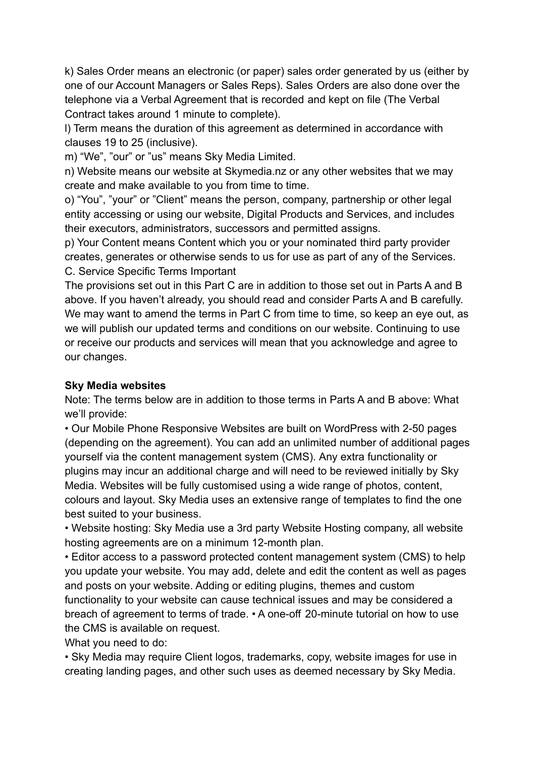k) Sales Order means an electronic (or paper) sales order generated by us (either by one of our Account Managers or Sales Reps). Sales Orders are also done over the telephone via a Verbal Agreement that is recorded and kept on file (The Verbal Contract takes around 1 minute to complete).

l) Term means the duration of this agreement as determined in accordance with clauses 19 to 25 (inclusive).

m) “We”, ”our” or ”us” means Sky Media Limited.

n) Website means our website at Skymedia.nz or any other websites that we may create and make available to you from time to time.

o) “You”, ”your” or ”Client” means the person, company, partnership or other legal entity accessing or using our website, Digital Products and Services, and includes their executors, administrators, successors and permitted assigns.

p) Your Content means Content which you or your nominated third party provider creates, generates or otherwise sends to us for use as part of any of the Services.

C. Service Specific Terms Important

The provisions set out in this Part C are in addition to those set out in Parts A and B above. If you haven’t already, you should read and consider Parts A and B carefully. We may want to amend the terms in Part C from time to time, so keep an eye out, as we will publish our updated terms and conditions on our website. Continuing to use or receive our products and services will mean that you acknowledge and agree to our changes.

**Sky Media websites**

Note: The terms below are in addition to those terms in Parts A and B above: What we’ll provide:

• Our Mobile Phone Responsive Websites are built on WordPress with 2-50 pages (depending on the agreement). You can add an unlimited number of additional pages yourself via the content management system (CMS). Any extra functionality or plugins may incur an additional charge and will need to be reviewed initially by Sky Media. Websites will be fully customised using a wide range of photos, content, colours and layout. Sky Media uses an extensive range of templates to find the one best suited to your business.

• Website hosting: Sky Media use a 3rd party Website Hosting company, all website hosting agreements are on a minimum 12-month plan.

• Editor access to a password protected content management system (CMS) to help you update your website. You may add, delete and edit the content as well as pages and posts on your website. Adding or editing plugins, themes and custom functionality to your website can cause technical issues and may be considered a breach of agreement to terms of trade. • A one-off 20-minute tutorial on how to use the CMS is available on request.

What you need to do:

• Sky Media may require Client logos, trademarks, copy, website images for use in creating landing pages, and other such uses as deemed necessary by Sky Media.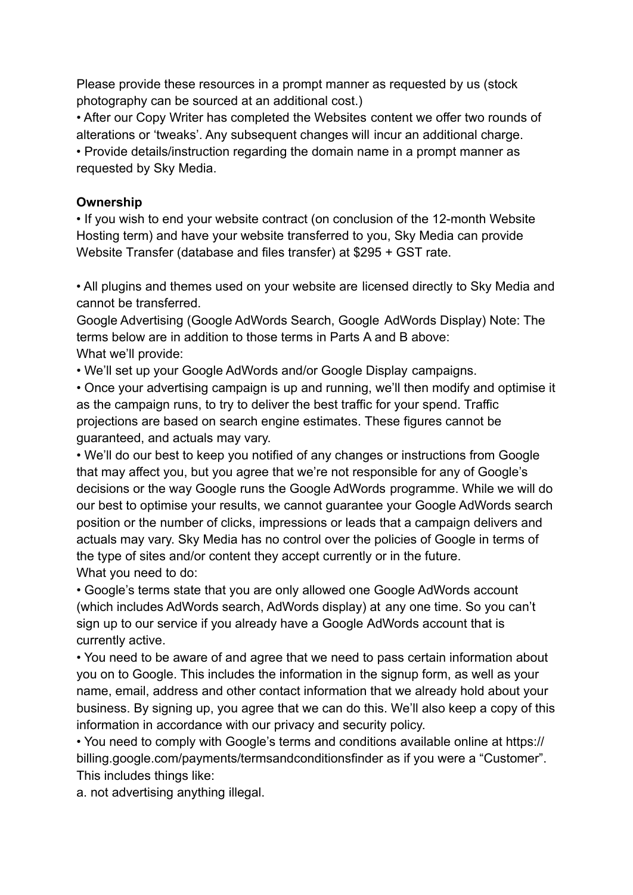Please provide these resources in a prompt manner as requested by us (stock photography can be sourced at an additional cost.)

• After our Copy Writer has completed the Websites content we offer two rounds of alterations or 'tweaks'. Any subsequent changes will incur an additional charge.

• Provide details/instruction regarding the domain name in a prompt manner as requested by Sky Media.

**Ownership**

• If you wish to end your website contract (on conclusion of the 12-month Website Hosting term) and have your website transferred to you, Sky Media can provide Website Transfer (database and files transfer) at $295 + GST rate.

• All plugins and themes used on your website are licensed directly to Sky Media and cannot be transferred.

Google Advertising (Google AdWords Search, Google AdWords Display) Note: The terms below are in addition to those terms in Parts A and B above:

What we'll provide:

• We'll set up your Google AdWords and/or Google Display campaigns.

• Once your advertising campaign is up and running, we'll then modify and optimise it as the campaign runs, to try to deliver the best traffic for your spend. Traffic projections are based on search engine estimates. These figures cannot be guaranteed, and actuals may vary.

• We'll do our best to keep you notified of any changes or instructions from Google that may affect you, but you agree that we're not responsible for any of Google's decisions or the way Google runs the Google AdWords programme. While we will do our best to optimise your results, we cannot guarantee your Google AdWords search position or the number of clicks, impressions or leads that a campaign delivers and actuals may vary. Sky Media has no control over the policies of Google in terms of the type of sites and/or content they accept currently or in the future.

What you need to do:

• Google's terms state that you are only allowed one Google AdWords account (which includes AdWords search, AdWords display) at any one time. So you can't sign up to our service if you already have a Google AdWords account that is currently active.

• You need to be aware of and agree that we need to pass certain information about you on to Google. This includes the information in the signup form, as well as your name, email, address and other contact information that we already hold about your business. By signing up, you agree that we can do this. We'll also keep a copy of this information in accordance with our privacy and security policy.

• You need to comply with Google's terms and conditions available online at https://billing.google.com/payments/termsandconditionsfinder as if you were a "Customer". This includes things like:

a. not advertising anything illegal.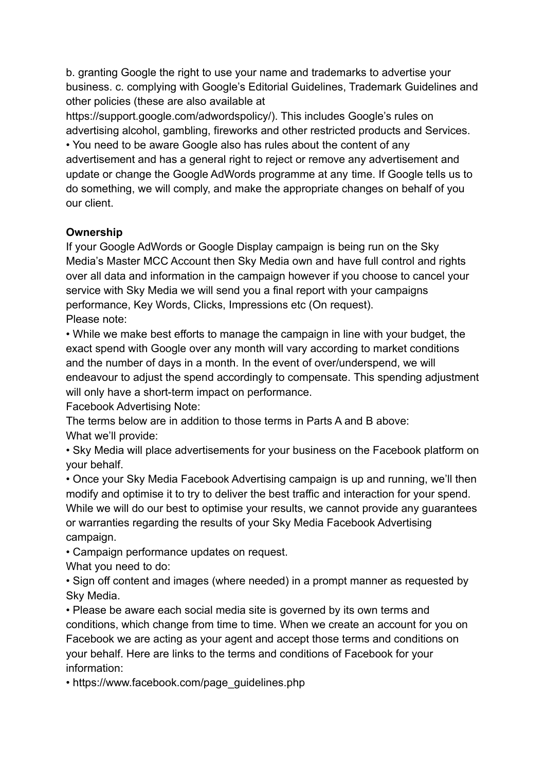b. granting Google the right to use your name and trademarks to advertise your business. c. complying with Google's Editorial Guidelines, Trademark Guidelines and other policies (these are also available at https://support.google.com/adwordspolicy/). This includes Google's rules on advertising alcohol, gambling, fireworks and other restricted products and Services.

• You need to be aware Google also has rules about the content of any advertisement and has a general right to reject or remove any advertisement and update or change the Google AdWords programme at any time. If Google tells us to do something, we will comply, and make the appropriate changes on behalf of you our client.

**Ownership**

If your Google AdWords or Google Display campaign is being run on the Sky Media's Master MCC Account then Sky Media own and have full control and rights over all data and information in the campaign however if you choose to cancel your service with Sky Media we will send you a final report with your campaigns performance, Key Words, Clicks, Impressions etc (On request).

Please note:

• While we make best efforts to manage the campaign in line with your budget, the exact spend with Google over any month will vary according to market conditions and the number of days in a month. In the event of over/underspend, we will endeavour to adjust the spend accordingly to compensate. This spending adjustment will only have a short-term impact on performance.

Facebook Advertising Note:

The terms below are in addition to those terms in Parts A and B above:

What we'll provide:

• Sky Media will place advertisements for your business on the Facebook platform on your behalf.

• Once your Sky Media Facebook Advertising campaign is up and running, we'll then modify and optimise it to try to deliver the best traffic and interaction for your spend. While we will do our best to optimise your results, we cannot provide any guarantees or warranties regarding the results of your Sky Media Facebook Advertising campaign.

• Campaign performance updates on request.

What you need to do:

• Sign off content and images (where needed) in a prompt manner as requested by Sky Media.

• Please be aware each social media site is governed by its own terms and conditions, which change from time to time. When we create an account for you on Facebook we are acting as your agent and accept those terms and conditions on your behalf. Here are links to the terms and conditions of Facebook for your information:

• https://www.facebook.com/page_guidelines.php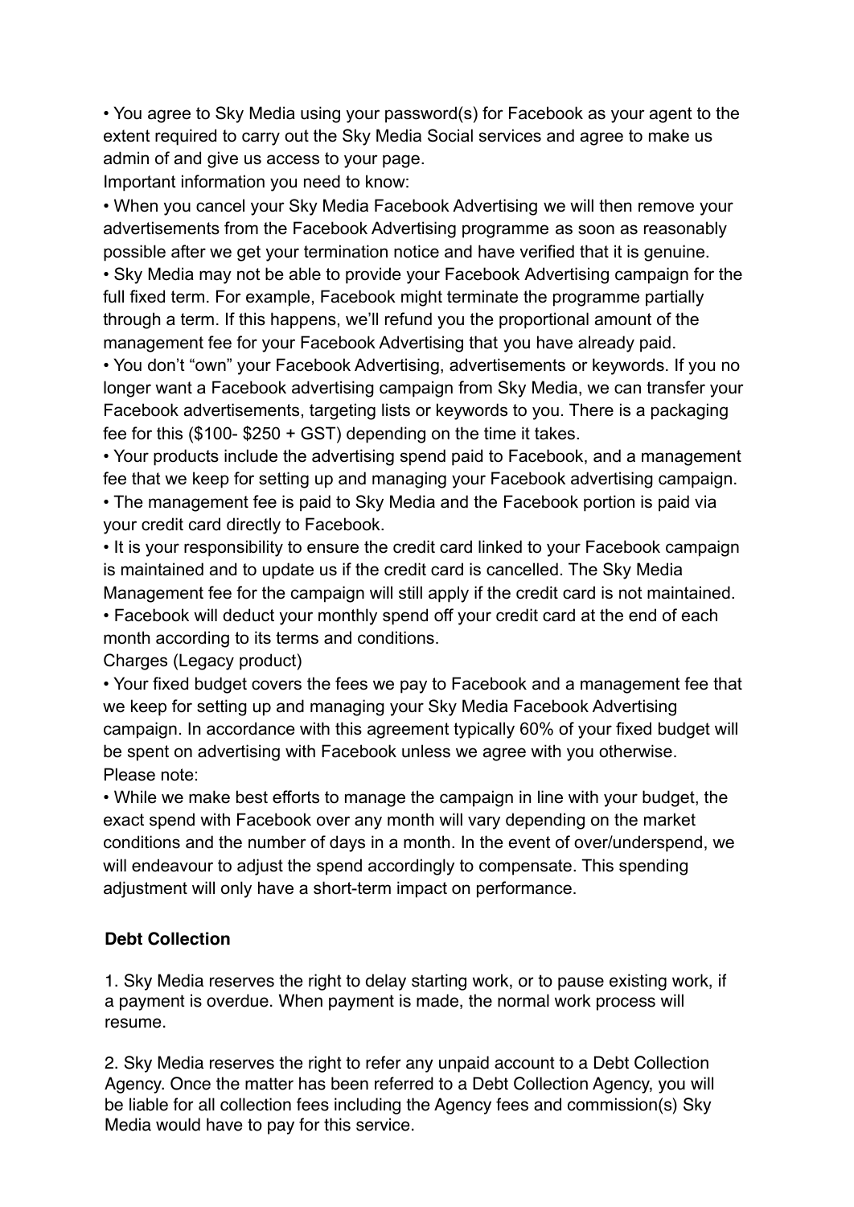- You agree to Sky Media using your password(s) for Facebook as your agent to the extent required to carry out the Sky Media Social services and agree to make us admin of and give us access to your page.

Important information you need to know:

- When you cancel your Sky Media Facebook Advertising we will then remove your advertisements from the Facebook Advertising programme as soon as reasonably possible after we get your termination notice and have verified that it is genuine.
- Sky Media may not be able to provide your Facebook Advertising campaign for the full fixed term. For example, Facebook might terminate the programme partially through a term. If this happens, we'll refund you the proportional amount of the management fee for your Facebook Advertising that you have already paid.
- You don't "own" your Facebook Advertising, advertisements or keywords. If you no longer want a Facebook advertising campaign from Sky Media, we can transfer your Facebook advertisements, targeting lists or keywords to you. There is a packaging fee for this ($100- $250 + GST) depending on the time it takes.
- Your products include the advertising spend paid to Facebook, and a management fee that we keep for setting up and managing your Facebook advertising campaign.
- The management fee is paid to Sky Media and the Facebook portion is paid via your credit card directly to Facebook.
- It is your responsibility to ensure the credit card linked to your Facebook campaign is maintained and to update us if the credit card is cancelled. The Sky Media Management fee for the campaign will still apply if the credit card is not maintained.
- Facebook will deduct your monthly spend off your credit card at the end of each month according to its terms and conditions.

Charges (Legacy product)

- Your fixed budget covers the fees we pay to Facebook and a management fee that we keep for setting up and managing your Sky Media Facebook Advertising campaign. In accordance with this agreement typically 60% of your fixed budget will be spent on advertising with Facebook unless we agree with you otherwise.

Please note:

- While we make best efforts to manage the campaign in line with your budget, the exact spend with Facebook over any month will vary depending on the market conditions and the number of days in a month. In the event of over/underspend, we will endeavour to adjust the spend accordingly to compensate. This spending adjustment will only have a short-term impact on performance.

**Debt Collection**

1. Sky Media reserves the right to delay starting work, or to pause existing work, if a payment is overdue. When payment is made, the normal work process will resume.

2. Sky Media reserves the right to refer any unpaid account to a Debt Collection Agency. Once the matter has been referred to a Debt Collection Agency, you will be liable for all collection fees including the Agency fees and commission(s) Sky Media would have to pay for this service.